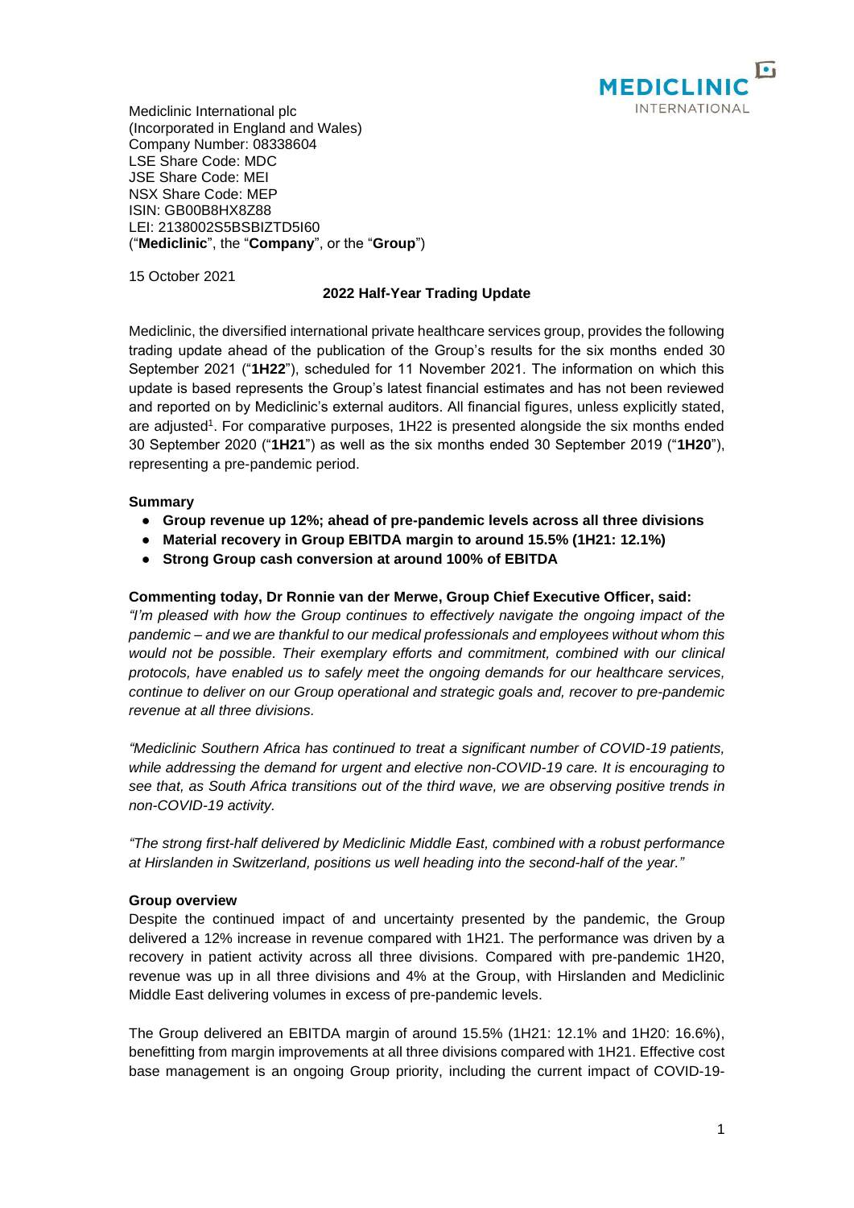Mediclinic International plc
(Incorporated in England and Wales)
Company Number: 08338604
LSE Share Code: MDC
JSE Share Code: MEI
NSX Share Code: MEP
ISIN: GB00B8HX8Z88
LEI: 2138002S5BSBIZTD5I60
("**Mediclinic**", the "**Company**", or the "**Group**")

15 October 2021

## 2022 Half-Year Trading Update

Mediclinic, the diversified international private healthcare services group, provides the following trading update ahead of the publication of the Group's results for the six months ended 30 September 2021 ("**1H22**"), scheduled for 11 November 2021. The information on which this update is based represents the Group's latest financial estimates and has not been reviewed and reported on by Mediclinic's external auditors. All financial figures, unless explicitly stated, are adjusted[1]. For comparative purposes, 1H22 is presented alongside the six months ended 30 September 2020 ("**1H21**") as well as the six months ended 30 September 2019 ("**1H20**"), representing a pre-pandemic period.

### Summary

- **Group revenue up 12%; ahead of pre-pandemic levels across all three divisions**
- **Material recovery in Group EBITDA margin to around 15.5% (1H21: 12.1%)**
- **Strong Group cash conversion at around 100% of EBITDA**

**Commenting today, Dr Ronnie van der Merwe, Group Chief Executive Officer, said:**

*"I'm pleased with how the Group continues to effectively navigate the ongoing impact of the pandemic – and we are thankful to our medical professionals and employees without whom this would not be possible. Their exemplary efforts and commitment, combined with our clinical protocols, have enabled us to safely meet the ongoing demands for our healthcare services, continue to deliver on our Group operational and strategic goals and, recover to pre-pandemic revenue at all three divisions.*

*"Mediclinic Southern Africa has continued to treat a significant number of COVID-19 patients, while addressing the demand for urgent and elective non-COVID-19 care. It is encouraging to see that, as South Africa transitions out of the third wave, we are observing positive trends in non-COVID-19 activity.*

*"The strong first-half delivered by Mediclinic Middle East, combined with a robust performance at Hirslanden in Switzerland, positions us well heading into the second-half of the year."*

### Group overview

Despite the continued impact of and uncertainty presented by the pandemic, the Group delivered a 12% increase in revenue compared with 1H21. The performance was driven by a recovery in patient activity across all three divisions. Compared with pre-pandemic 1H20, revenue was up in all three divisions and 4% at the Group, with Hirslanden and Mediclinic Middle East delivering volumes in excess of pre-pandemic levels.

The Group delivered an EBITDA margin of around 15.5% (1H21: 12.1% and 1H20: 16.6%), benefitting from margin improvements at all three divisions compared with 1H21. Effective cost base management is an ongoing Group priority, including the current impact of COVID-19-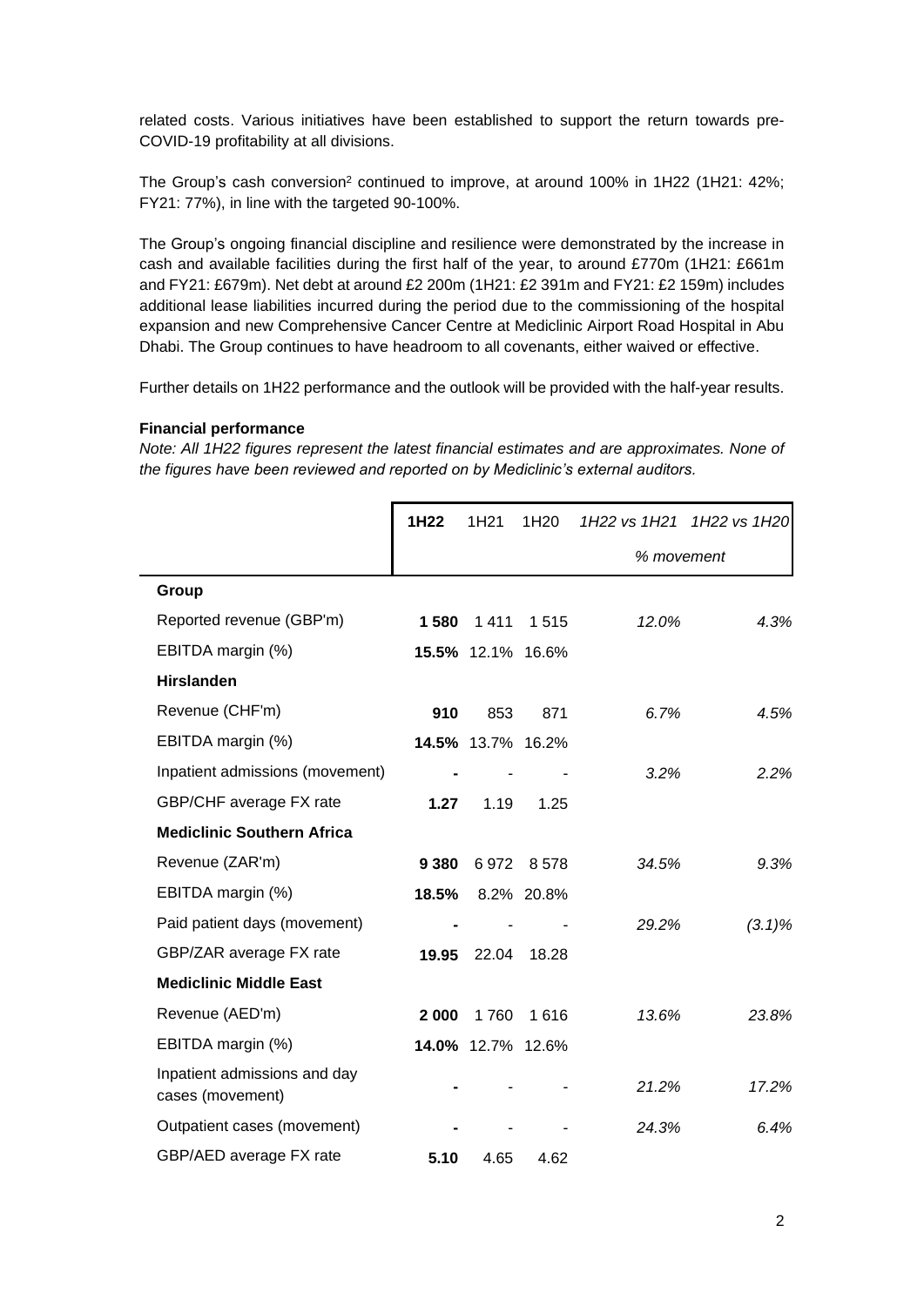related costs. Various initiatives have been established to support the return towards pre-COVID-19 profitability at all divisions.

The Group's cash conversion[2] continued to improve, at around 100% in 1H22 (1H21: 42%; FY21: 77%), in line with the targeted 90-100%.

The Group's ongoing financial discipline and resilience were demonstrated by the increase in cash and available facilities during the first half of the year, to around £770m (1H21: £661m and FY21: £679m). Net debt at around £2 200m (1H21: £2 391m and FY21: £2 159m) includes additional lease liabilities incurred during the period due to the commissioning of the hospital expansion and new Comprehensive Cancer Centre at Mediclinic Airport Road Hospital in Abu Dhabi. The Group continues to have headroom to all covenants, either waived or effective.

Further details on 1H22 performance and the outlook will be provided with the half-year results.

**Financial performance**

*Note: All 1H22 figures represent the latest financial estimates and are approximates. None of the figures have been reviewed and reported on by Mediclinic's external auditors.*

| | **1H22** | 1H21 | 1H20 | *1H22 vs 1H21* | *1H22 vs 1H20* |
|---|---|---|---|---|---|
| | | | | *% movement* | |
| **Group** | | | | | |
| Reported revenue (GBP'm) | **1 580** | 1 411 | 1 515 | *12.0%* | *4.3%* |
| EBITDA margin (%) | **15.5%** | 12.1% | 16.6% | | |
| **Hirslanden** | | | | | |
| Revenue (CHF'm) | **910** | 853 | 871 | *6.7%* | *4.5%* |
| EBITDA margin (%) | **14.5%** | 13.7% | 16.2% | | |
| Inpatient admissions (movement) | **-** | - | - | *3.2%* | *2.2%* |
| GBP/CHF average FX rate | **1.27** | 1.19 | 1.25 | | |
| **Mediclinic Southern Africa** | | | | | |
| Revenue (ZAR'm) | **9 380** | 6 972 | 8 578 | *34.5%* | *9.3%* |
| EBITDA margin (%) | **18.5%** | 8.2% | 20.8% | | |
| Paid patient days (movement) | **-** | - | - | *29.2%* | *(3.1)%* |
| GBP/ZAR average FX rate | **19.95** | 22.04 | 18.28 | | |
| **Mediclinic Middle East** | | | | | |
| Revenue (AED'm) | **2 000** | 1 760 | 1 616 | *13.6%* | *23.8%* |
| EBITDA margin (%) | **14.0%** | 12.7% | 12.6% | | |
| Inpatient admissions and day cases (movement) | **-** | - | - | *21.2%* | *17.2%* |
| Outpatient cases (movement) | **-** | - | - | *24.3%* | *6.4%* |
| GBP/AED average FX rate | **5.10** | 4.65 | 4.62 | | |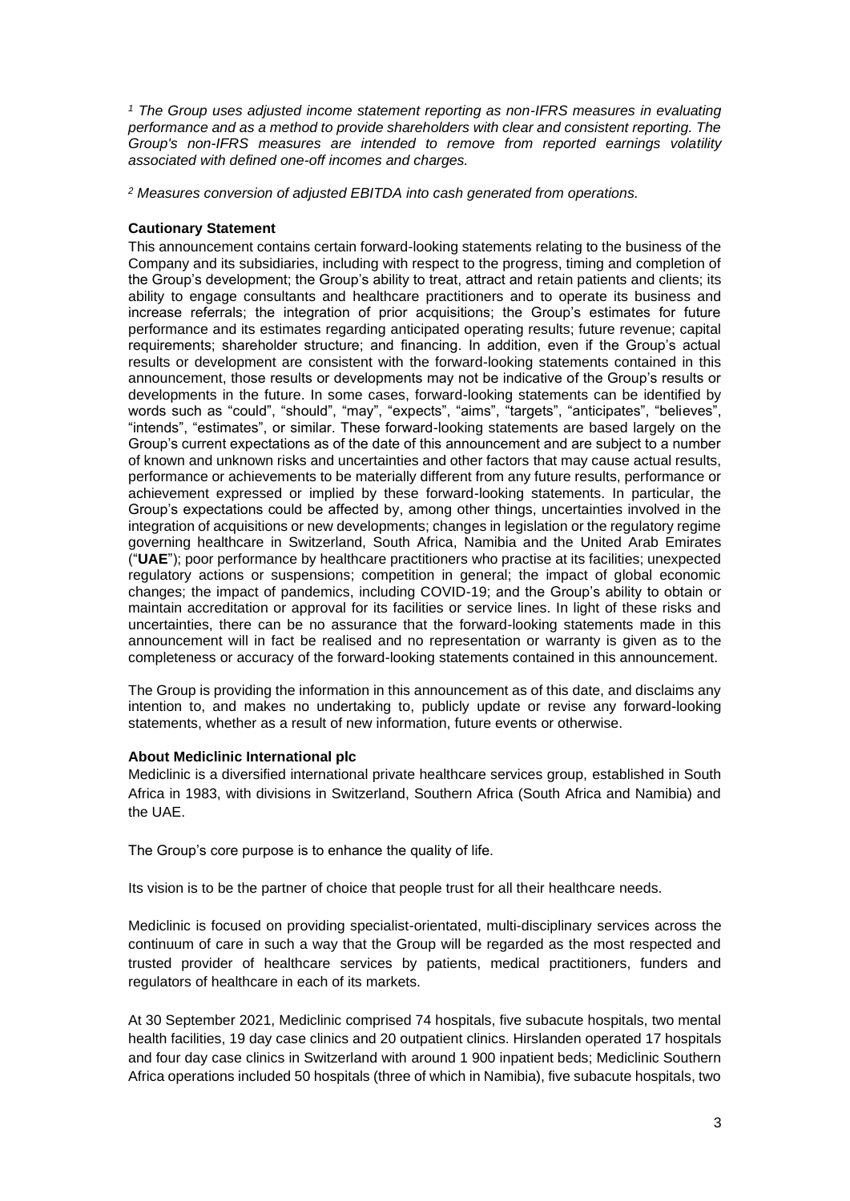*[1] The Group uses adjusted income statement reporting as non-IFRS measures in evaluating performance and as a method to provide shareholders with clear and consistent reporting. The Group's non-IFRS measures are intended to remove from reported earnings volatility associated with defined one-off incomes and charges.*

*[2] Measures conversion of adjusted EBITDA into cash generated from operations.*

**Cautionary Statement**

This announcement contains certain forward-looking statements relating to the business of the Company and its subsidiaries, including with respect to the progress, timing and completion of the Group's development; the Group's ability to treat, attract and retain patients and clients; its ability to engage consultants and healthcare practitioners and to operate its business and increase referrals; the integration of prior acquisitions; the Group's estimates for future performance and its estimates regarding anticipated operating results; future revenue; capital requirements; shareholder structure; and financing. In addition, even if the Group's actual results or development are consistent with the forward-looking statements contained in this announcement, those results or developments may not be indicative of the Group's results or developments in the future. In some cases, forward-looking statements can be identified by words such as "could", "should", "may", "expects", "aims", "targets", "anticipates", "believes", "intends", "estimates", or similar. These forward-looking statements are based largely on the Group's current expectations as of the date of this announcement and are subject to a number of known and unknown risks and uncertainties and other factors that may cause actual results, performance or achievements to be materially different from any future results, performance or achievement expressed or implied by these forward-looking statements. In particular, the Group's expectations could be affected by, among other things, uncertainties involved in the integration of acquisitions or new developments; changes in legislation or the regulatory regime governing healthcare in Switzerland, South Africa, Namibia and the United Arab Emirates ("**UAE**"); poor performance by healthcare practitioners who practise at its facilities; unexpected regulatory actions or suspensions; competition in general; the impact of global economic changes; the impact of pandemics, including COVID-19; and the Group's ability to obtain or maintain accreditation or approval for its facilities or service lines. In light of these risks and uncertainties, there can be no assurance that the forward-looking statements made in this announcement will in fact be realised and no representation or warranty is given as to the completeness or accuracy of the forward-looking statements contained in this announcement.

The Group is providing the information in this announcement as of this date, and disclaims any intention to, and makes no undertaking to, publicly update or revise any forward-looking statements, whether as a result of new information, future events or otherwise.

**About Mediclinic International plc**

Mediclinic is a diversified international private healthcare services group, established in South Africa in 1983, with divisions in Switzerland, Southern Africa (South Africa and Namibia) and the UAE.

The Group's core purpose is to enhance the quality of life.

Its vision is to be the partner of choice that people trust for all their healthcare needs.

Mediclinic is focused on providing specialist-orientated, multi-disciplinary services across the continuum of care in such a way that the Group will be regarded as the most respected and trusted provider of healthcare services by patients, medical practitioners, funders and regulators of healthcare in each of its markets.

At 30 September 2021, Mediclinic comprised 74 hospitals, five subacute hospitals, two mental health facilities, 19 day case clinics and 20 outpatient clinics. Hirslanden operated 17 hospitals and four day case clinics in Switzerland with around 1 900 inpatient beds; Mediclinic Southern Africa operations included 50 hospitals (three of which in Namibia), five subacute hospitals, two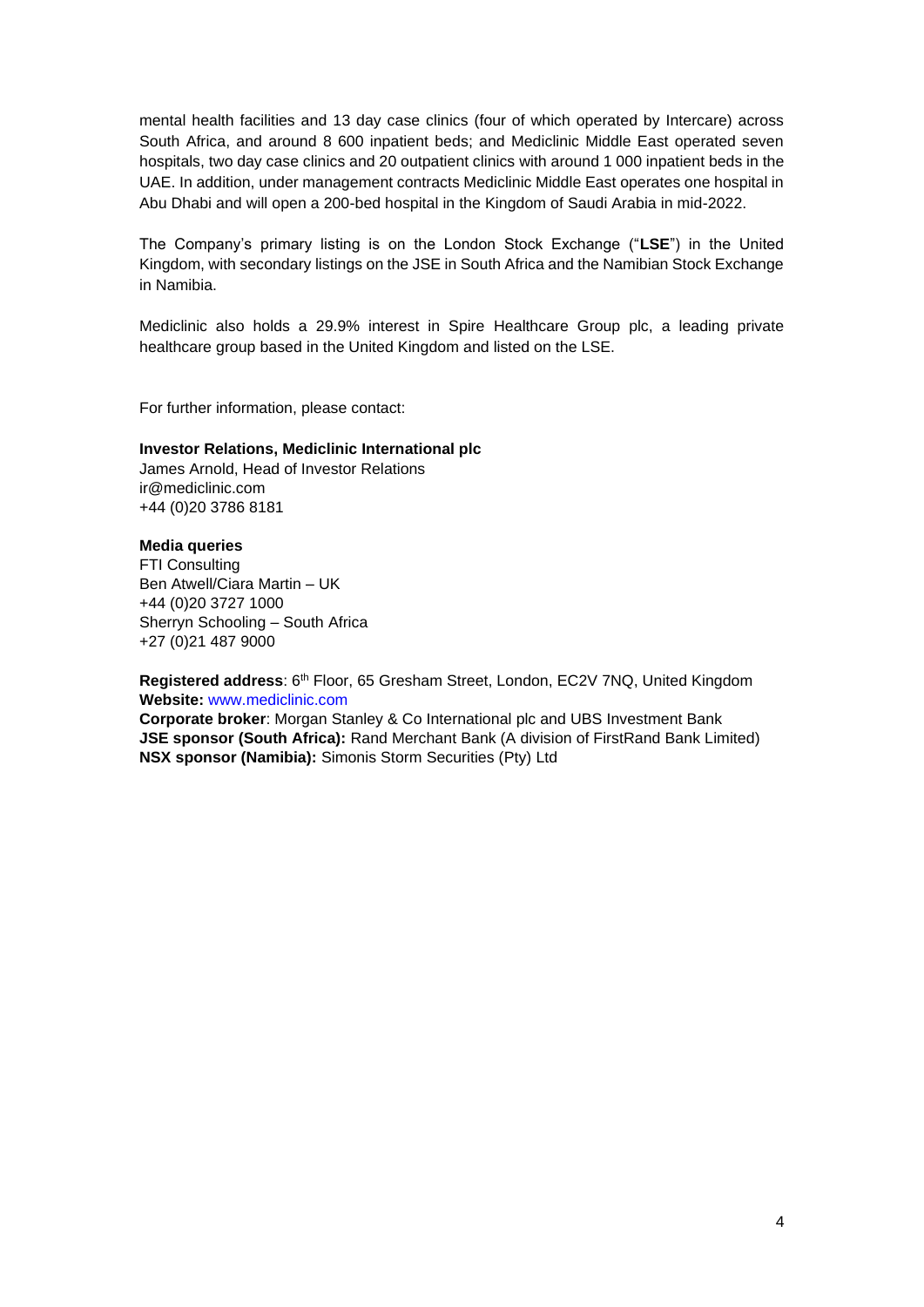mental health facilities and 13 day case clinics (four of which operated by Intercare) across South Africa, and around 8 600 inpatient beds; and Mediclinic Middle East operated seven hospitals, two day case clinics and 20 outpatient clinics with around 1 000 inpatient beds in the UAE. In addition, under management contracts Mediclinic Middle East operates one hospital in Abu Dhabi and will open a 200-bed hospital in the Kingdom of Saudi Arabia in mid-2022.

The Company's primary listing is on the London Stock Exchange ("**LSE**") in the United Kingdom, with secondary listings on the JSE in South Africa and the Namibian Stock Exchange in Namibia.

Mediclinic also holds a 29.9% interest in Spire Healthcare Group plc, a leading private healthcare group based in the United Kingdom and listed on the LSE.

For further information, please contact:

**Investor Relations, Mediclinic International plc**
James Arnold, Head of Investor Relations
ir@mediclinic.com
+44 (0)20 3786 8181

**Media queries**
FTI Consulting
Ben Atwell/Ciara Martin – UK
+44 (0)20 3727 1000
Sherryn Schooling – South Africa
+27 (0)21 487 9000

**Registered address**: 6th Floor, 65 Gresham Street, London, EC2V 7NQ, United Kingdom
**Website:** www.mediclinic.com
**Corporate broker**: Morgan Stanley & Co International plc and UBS Investment Bank
**JSE sponsor (South Africa):** Rand Merchant Bank (A division of FirstRand Bank Limited)
**NSX sponsor (Namibia):** Simonis Storm Securities (Pty) Ltd